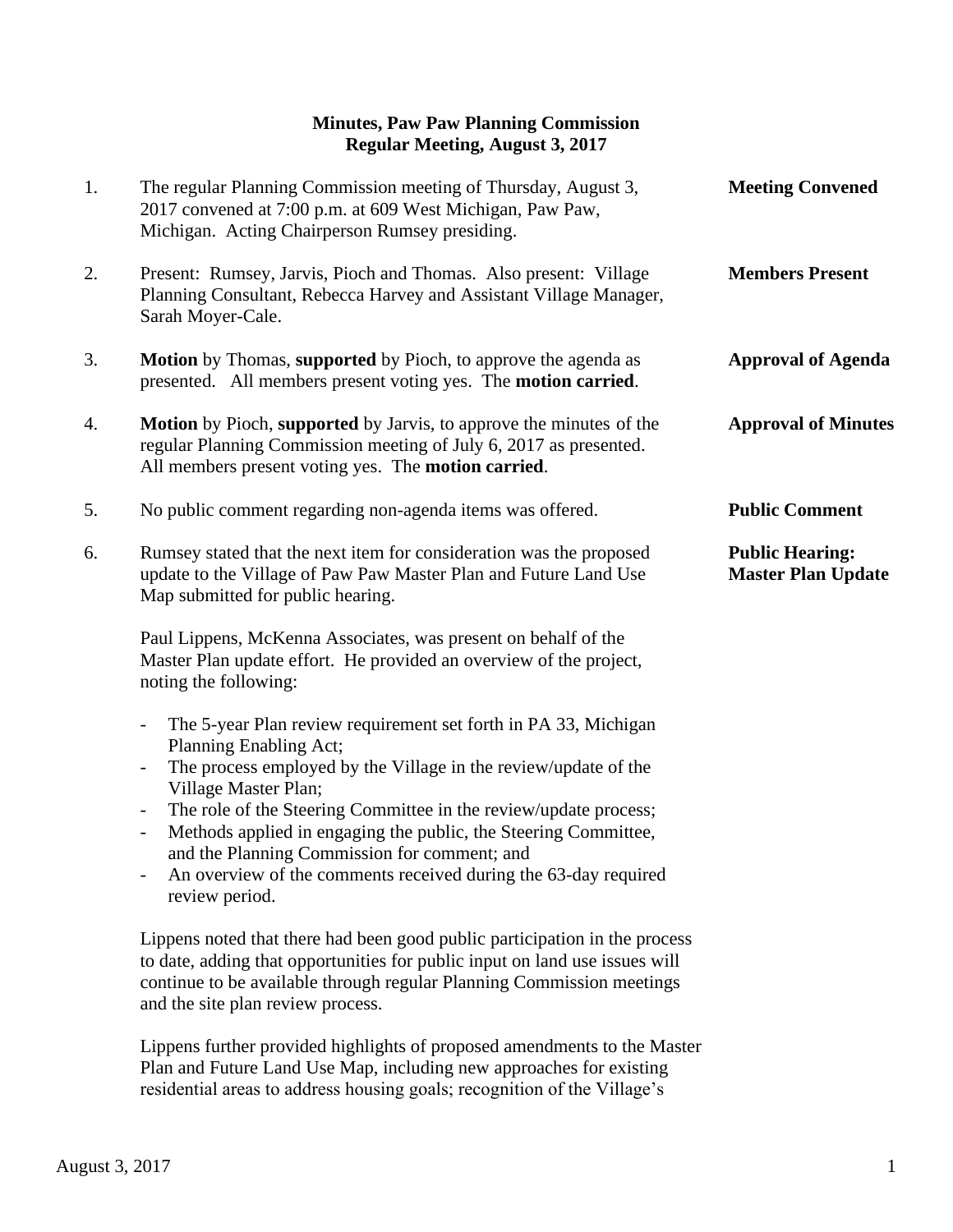**Minutes, Paw Paw Planning Commission**
**Regular Meeting, August 3, 2017**

1. The regular Planning Commission meeting of Thursday, August 3, 2017 convened at 7:00 p.m. at 609 West Michigan, Paw Paw, Michigan. Acting Chairperson Rumsey presiding. — **Meeting Convened**

2. Present: Rumsey, Jarvis, Pioch and Thomas. Also present: Village Planning Consultant, Rebecca Harvey and Assistant Village Manager, Sarah Moyer-Cale. — **Members Present**

3. **Motion** by Thomas, **supported** by Pioch, to approve the agenda as presented. All members present voting yes. The **motion carried**. — **Approval of Agenda**

4. **Motion** by Pioch, **supported** by Jarvis, to approve the minutes of the regular Planning Commission meeting of July 6, 2017 as presented. All members present voting yes. The **motion carried**. — **Approval of Minutes**

5. No public comment regarding non-agenda items was offered. — **Public Comment**

6. Rumsey stated that the next item for consideration was the proposed update to the Village of Paw Paw Master Plan and Future Land Use Map submitted for public hearing. — **Public Hearing: Master Plan Update**

   Paul Lippens, McKenna Associates, was present on behalf of the Master Plan update effort. He provided an overview of the project, noting the following:

   - The 5-year Plan review requirement set forth in PA 33, Michigan Planning Enabling Act;
   - The process employed by the Village in the review/update of the Village Master Plan;
   - The role of the Steering Committee in the review/update process;
   - Methods applied in engaging the public, the Steering Committee, and the Planning Commission for comment; and
   - An overview of the comments received during the 63-day required review period.

   Lippens noted that there had been good public participation in the process to date, adding that opportunities for public input on land use issues will continue to be available through regular Planning Commission meetings and the site plan review process.

   Lippens further provided highlights of proposed amendments to the Master Plan and Future Land Use Map, including new approaches for existing residential areas to address housing goals; recognition of the Village's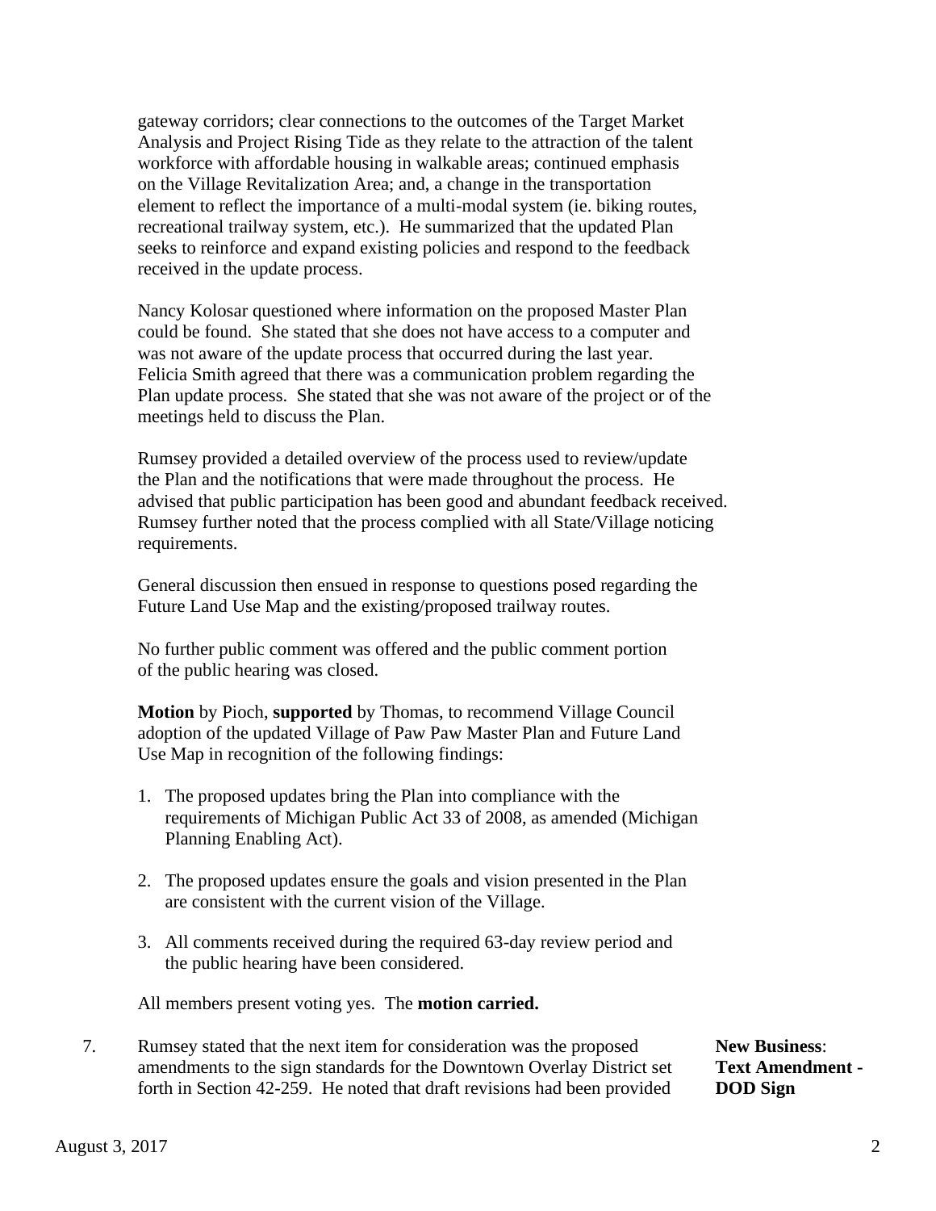gateway corridors; clear connections to the outcomes of the Target Market Analysis and Project Rising Tide as they relate to the attraction of the talent workforce with affordable housing in walkable areas; continued emphasis on the Village Revitalization Area; and, a change in the transportation element to reflect the importance of a multi-modal system (ie. biking routes, recreational trailway system, etc.). He summarized that the updated Plan seeks to reinforce and expand existing policies and respond to the feedback received in the update process.

Nancy Kolosar questioned where information on the proposed Master Plan could be found. She stated that she does not have access to a computer and was not aware of the update process that occurred during the last year. Felicia Smith agreed that there was a communication problem regarding the Plan update process. She stated that she was not aware of the project or of the meetings held to discuss the Plan.

Rumsey provided a detailed overview of the process used to review/update the Plan and the notifications that were made throughout the process. He advised that public participation has been good and abundant feedback received. Rumsey further noted that the process complied with all State/Village noticing requirements.

General discussion then ensued in response to questions posed regarding the Future Land Use Map and the existing/proposed trailway routes.

No further public comment was offered and the public comment portion of the public hearing was closed.

**Motion** by Pioch, **supported** by Thomas, to recommend Village Council adoption of the updated Village of Paw Paw Master Plan and Future Land Use Map in recognition of the following findings:

1. The proposed updates bring the Plan into compliance with the requirements of Michigan Public Act 33 of 2008, as amended (Michigan Planning Enabling Act).

2. The proposed updates ensure the goals and vision presented in the Plan are consistent with the current vision of the Village.

3. All comments received during the required 63-day review period and the public hearing have been considered.

All members present voting yes. The **motion carried.**

7. **New Business**: **Text Amendment - DOD Sign**

Rumsey stated that the next item for consideration was the proposed amendments to the sign standards for the Downtown Overlay District set forth in Section 42-259. He noted that draft revisions had been provided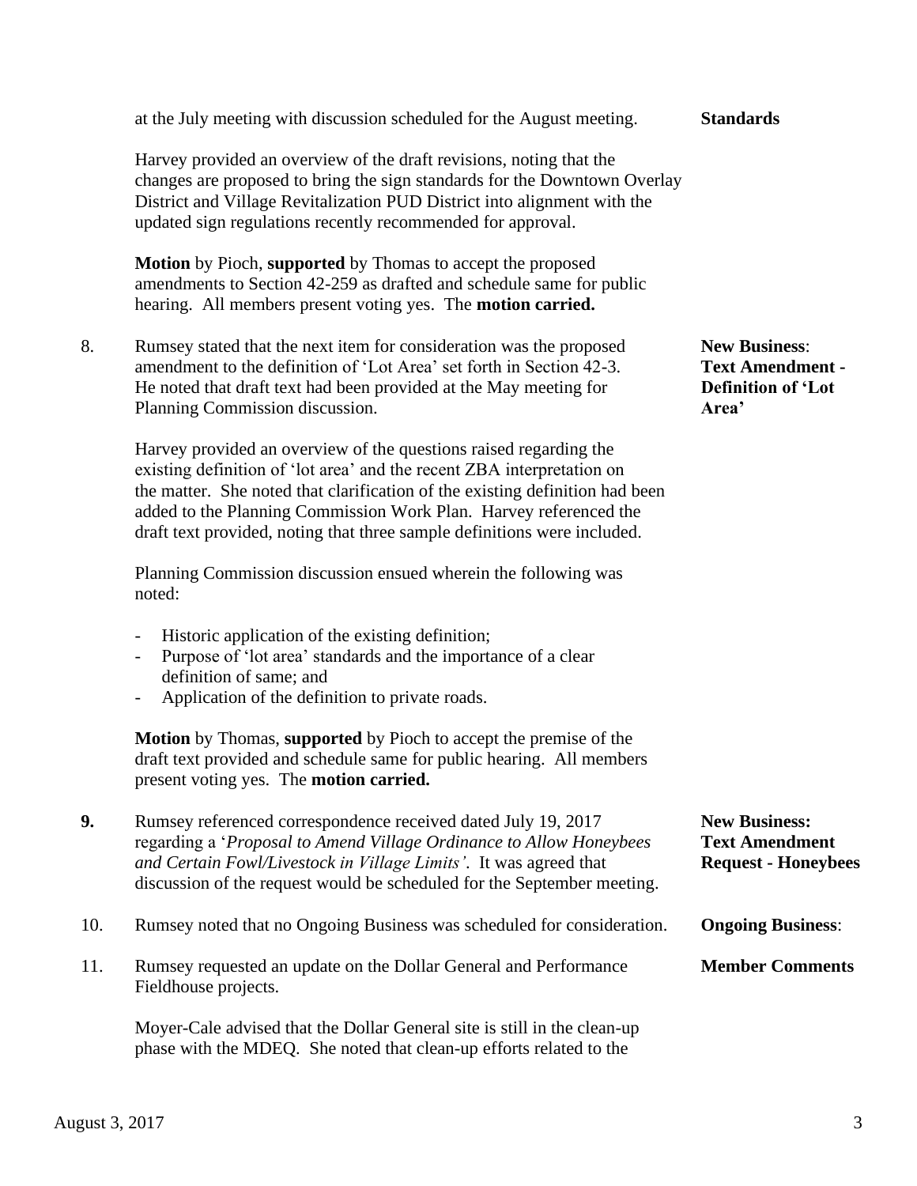at the July meeting with discussion scheduled for the August meeting. **Standards**

Harvey provided an overview of the draft revisions, noting that the changes are proposed to bring the sign standards for the Downtown Overlay District and Village Revitalization PUD District into alignment with the updated sign regulations recently recommended for approval.

**Motion** by Pioch, **supported** by Thomas to accept the proposed amendments to Section 42-259 as drafted and schedule same for public hearing. All members present voting yes. The **motion carried.**

8. **New Business: Text Amendment - Definition of 'Lot Area'**

Rumsey stated that the next item for consideration was the proposed amendment to the definition of 'Lot Area' set forth in Section 42-3. He noted that draft text had been provided at the May meeting for Planning Commission discussion.

Harvey provided an overview of the questions raised regarding the existing definition of 'lot area' and the recent ZBA interpretation on the matter. She noted that clarification of the existing definition had been added to the Planning Commission Work Plan. Harvey referenced the draft text provided, noting that three sample definitions were included.

Planning Commission discussion ensued wherein the following was noted:

- Historic application of the existing definition;
- Purpose of 'lot area' standards and the importance of a clear definition of same; and
- Application of the definition to private roads.

**Motion** by Thomas, **supported** by Pioch to accept the premise of the draft text provided and schedule same for public hearing. All members present voting yes. The **motion carried.**

**9.** **New Business: Text Amendment Request - Honeybees**

Rumsey referenced correspondence received dated July 19, 2017 regarding a '*Proposal to Amend Village Ordinance to Allow Honeybees and Certain Fowl/Livestock in Village Limits'*. It was agreed that discussion of the request would be scheduled for the September meeting.

10. **Ongoing Business**:

Rumsey noted that no Ongoing Business was scheduled for consideration.

11. **Member Comments**

Rumsey requested an update on the Dollar General and Performance Fieldhouse projects.

Moyer-Cale advised that the Dollar General site is still in the clean-up phase with the MDEQ. She noted that clean-up efforts related to the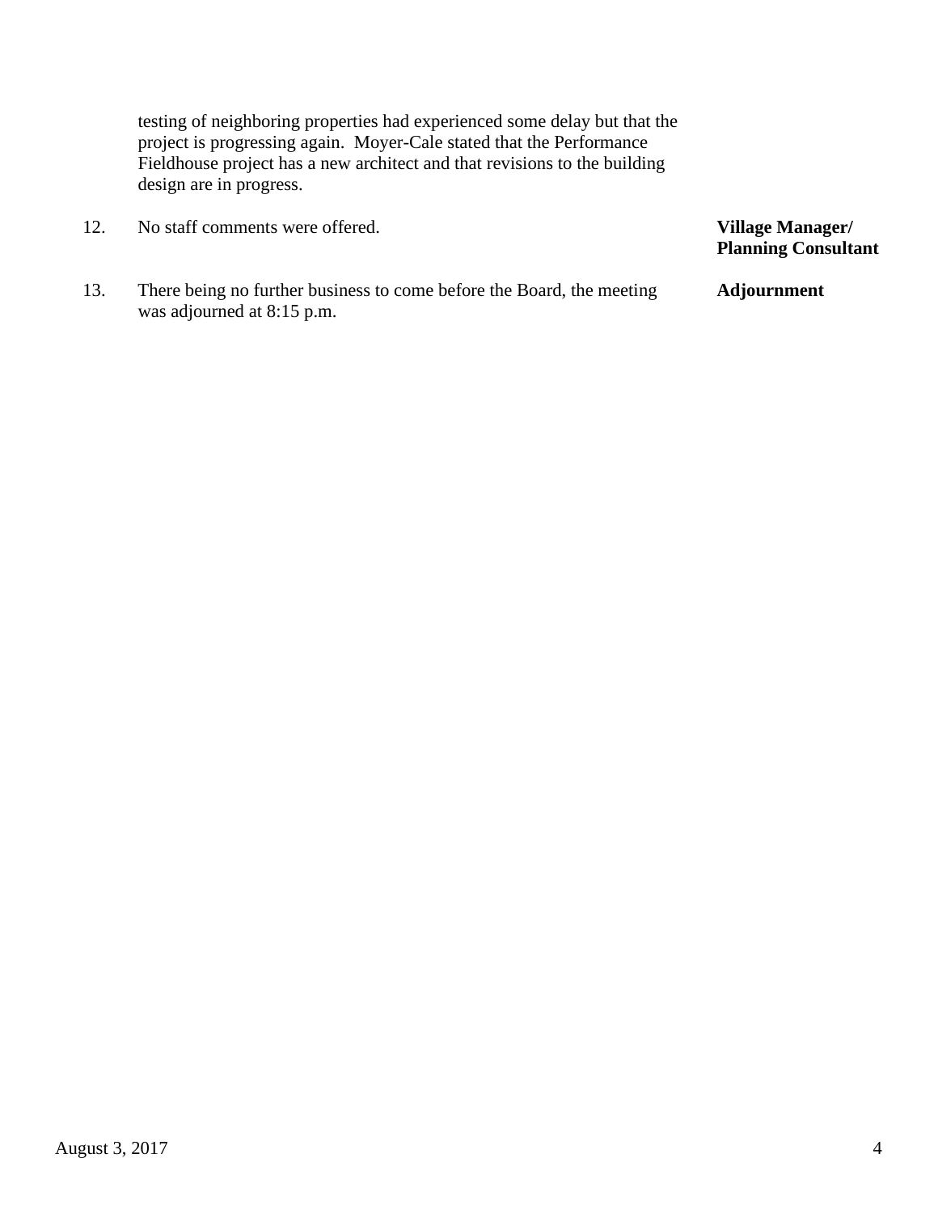testing of neighboring properties had experienced some delay but that the project is progressing again. Moyer-Cale stated that the Performance Fieldhouse project has a new architect and that revisions to the building design are in progress.

12. No staff comments were offered. **Village Manager/ Planning Consultant**

13. There being no further business to come before the Board, the meeting was adjourned at 8:15 p.m. **Adjournment**